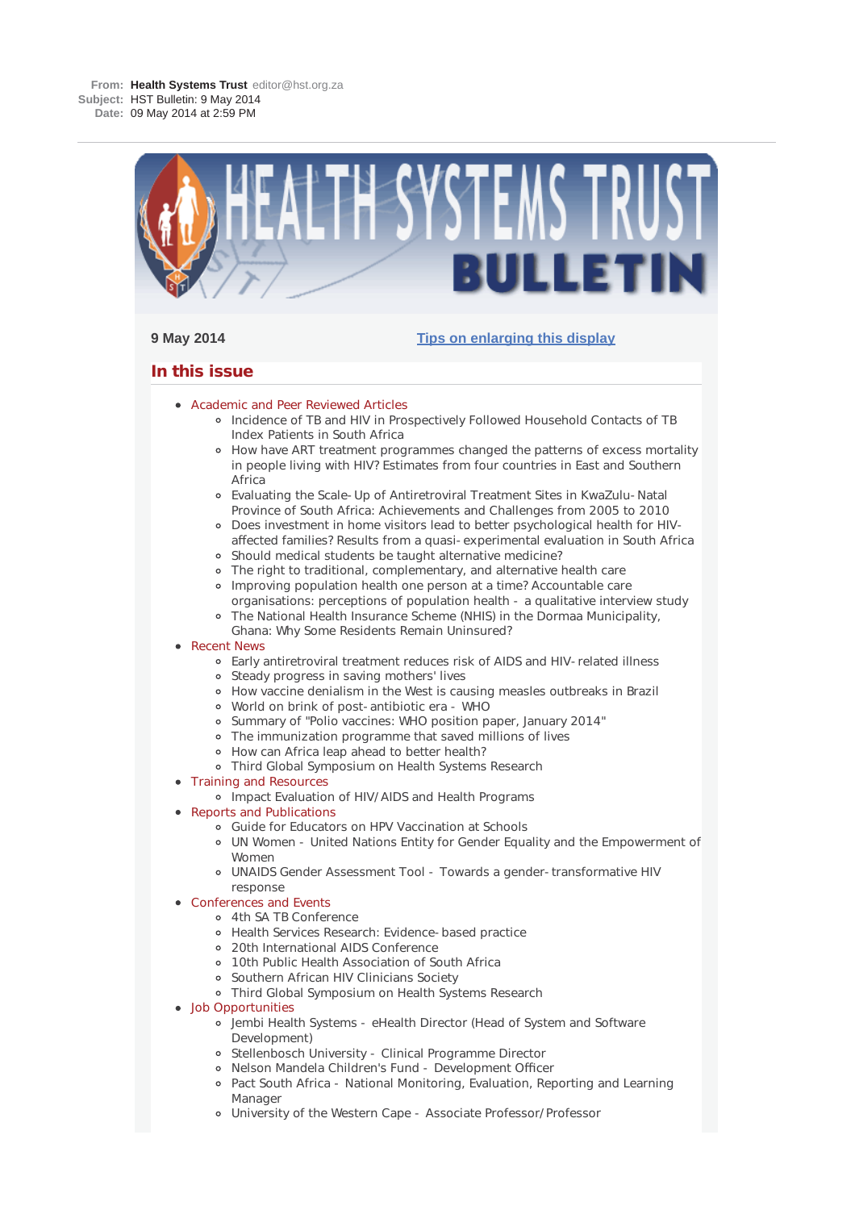**From:** **Health Systems Trust** editor@hst.org.za
**Subject:** HST Bulletin: 9 May 2014
**Date:** 09 May 2014 at 2:59 PM

# HEALTH SYSTEMS TRUST BULLETIN

**9 May 2014** [Tips on enlarging this display]

## In this issue

- Academic and Peer Reviewed Articles
  - Incidence of TB and HIV in Prospectively Followed Household Contacts of TB Index Patients in South Africa
  - How have ART treatment programmes changed the patterns of excess mortality in people living with HIV? Estimates from four countries in East and Southern Africa
  - Evaluating the Scale-Up of Antiretroviral Treatment Sites in KwaZulu-Natal Province of South Africa: Achievements and Challenges from 2005 to 2010
  - Does investment in home visitors lead to better psychological health for HIV-affected families? Results from a quasi-experimental evaluation in South Africa
  - Should medical students be taught alternative medicine?
  - The right to traditional, complementary, and alternative health care
  - Improving population health one person at a time? Accountable care organisations: perceptions of population health - a qualitative interview study
  - The National Health Insurance Scheme (NHIS) in the Dormaa Municipality, Ghana: Why Some Residents Remain Uninsured?
- Recent News
  - Early antiretroviral treatment reduces risk of AIDS and HIV-related illness
  - Steady progress in saving mothers' lives
  - How vaccine denialism in the West is causing measles outbreaks in Brazil
  - World on brink of post-antibiotic era - WHO
  - Summary of "Polio vaccines: WHO position paper, January 2014"
  - The immunization programme that saved millions of lives
  - How can Africa leap ahead to better health?
  - Third Global Symposium on Health Systems Research
- Training and Resources
  - Impact Evaluation of HIV/AIDS and Health Programs
- Reports and Publications
  - Guide for Educators on HPV Vaccination at Schools
  - UN Women - United Nations Entity for Gender Equality and the Empowerment of Women
  - UNAIDS Gender Assessment Tool - Towards a gender-transformative HIV response
- Conferences and Events
  - 4th SA TB Conference
  - Health Services Research: Evidence-based practice
  - 20th International AIDS Conference
  - 10th Public Health Association of South Africa
  - Southern African HIV Clinicians Society
  - Third Global Symposium on Health Systems Research
- Job Opportunities
  - Jembi Health Systems - eHealth Director (Head of System and Software Development)
  - Stellenbosch University - Clinical Programme Director
  - Nelson Mandela Children's Fund - Development Officer
  - Pact South Africa - National Monitoring, Evaluation, Reporting and Learning Manager
  - University of the Western Cape - Associate Professor/Professor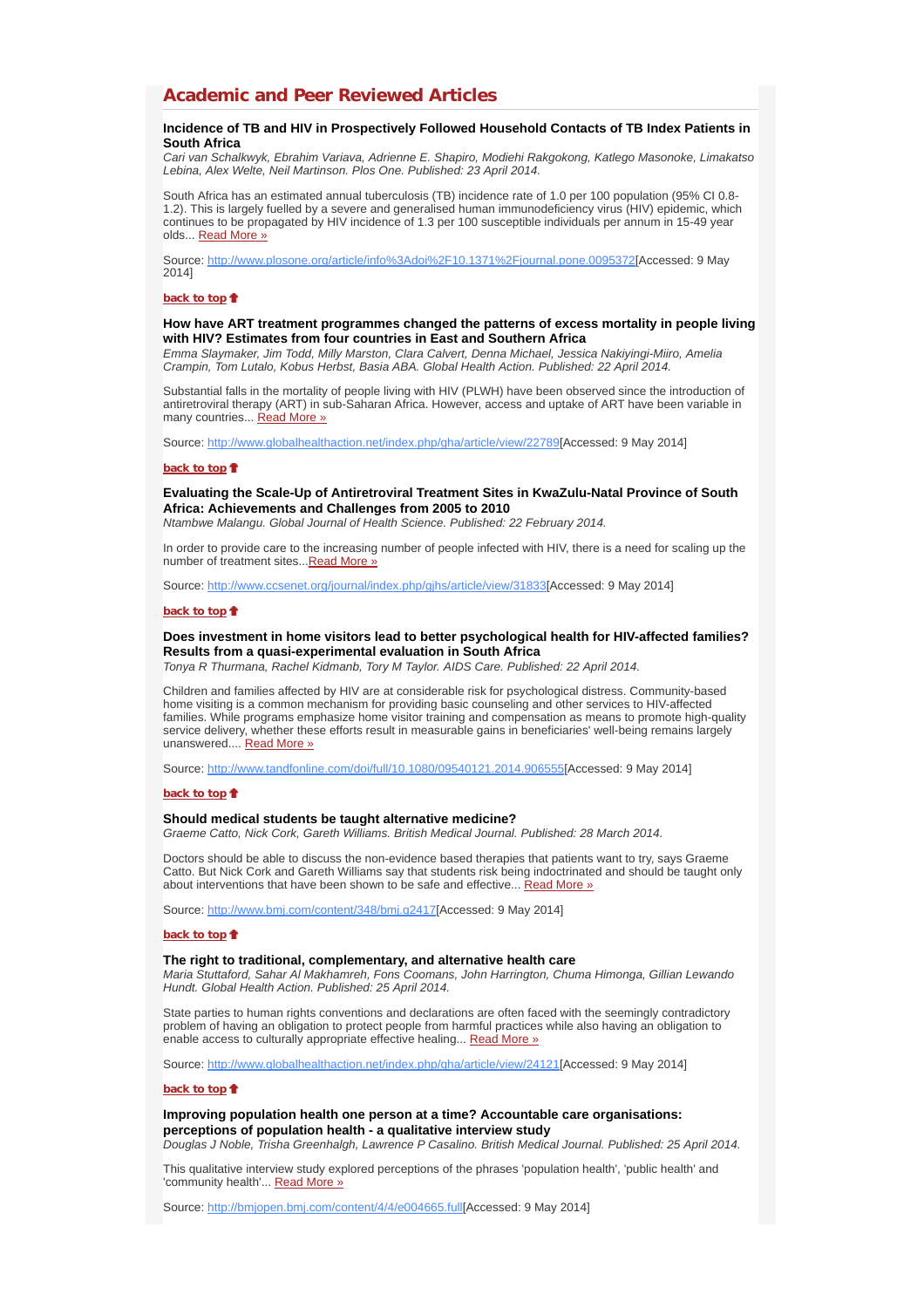## Academic and Peer Reviewed Articles

### Incidence of TB and HIV in Prospectively Followed Household Contacts of TB Index Patients in South Africa

*Cari van Schalkwyk, Ebrahim Variava, Adrienne E. Shapiro, Modiehi Rakgokong, Katlego Masonoke, Limakatso Lebina, Alex Welte, Neil Martinson. Plos One. Published: 23 April 2014.*

South Africa has an estimated annual tuberculosis (TB) incidence rate of 1.0 per 100 population (95% CI 0.8-1.2). This is largely fuelled by a severe and generalised human immunodeficiency virus (HIV) epidemic, which continues to be propagated by HIV incidence of 1.3 per 100 susceptible individuals per annum in 15-49 year olds... Read More »

Source: http://www.plosone.org/article/info%3Adoi%2F10.1371%2Fjournal.pone.0095372[Accessed: 9 May 2014]

**back to top**

### How have ART treatment programmes changed the patterns of excess mortality in people living with HIV? Estimates from four countries in East and Southern Africa

*Emma Slaymaker, Jim Todd, Milly Marston, Clara Calvert, Denna Michael, Jessica Nakiyingi-Miiro, Amelia Crampin, Tom Lutalo, Kobus Herbst, Basia ABA. Global Health Action. Published: 22 April 2014.*

Substantial falls in the mortality of people living with HIV (PLWH) have been observed since the introduction of antiretroviral therapy (ART) in sub-Saharan Africa. However, access and uptake of ART have been variable in many countries... Read More »

Source: http://www.globalhealthaction.net/index.php/gha/article/view/22789[Accessed: 9 May 2014]

**back to top**

### Evaluating the Scale-Up of Antiretroviral Treatment Sites in KwaZulu-Natal Province of South Africa: Achievements and Challenges from 2005 to 2010

*Ntambwe Malangu. Global Journal of Health Science. Published: 22 February 2014.*

In order to provide care to the increasing number of people infected with HIV, there is a need for scaling up the number of treatment sites...Read More »

Source: http://www.ccsenet.org/journal/index.php/gjhs/article/view/31833[Accessed: 9 May 2014]

**back to top**

### Does investment in home visitors lead to better psychological health for HIV-affected families? Results from a quasi-experimental evaluation in South Africa

*Tonya R Thurmana, Rachel Kidmanb, Tory M Taylor. AIDS Care. Published: 22 April 2014.*

Children and families affected by HIV are at considerable risk for psychological distress. Community-based home visiting is a common mechanism for providing basic counseling and other services to HIV-affected families. While programs emphasize home visitor training and compensation as means to promote high-quality service delivery, whether these efforts result in measurable gains in beneficiaries' well-being remains largely unanswered.... Read More »

Source: http://www.tandfonline.com/doi/full/10.1080/09540121.2014.906555[Accessed: 9 May 2014]

**back to top**

### Should medical students be taught alternative medicine?

*Graeme Catto, Nick Cork, Gareth Williams. British Medical Journal. Published: 28 March 2014.*

Doctors should be able to discuss the non-evidence based therapies that patients want to try, says Graeme Catto. But Nick Cork and Gareth Williams say that students risk being indoctrinated and should be taught only about interventions that have been shown to be safe and effective... Read More »

Source: http://www.bmj.com/content/348/bmj.g2417[Accessed: 9 May 2014]

**back to top**

### The right to traditional, complementary, and alternative health care

*Maria Stuttaford, Sahar Al Makhamreh, Fons Coomans, John Harrington, Chuma Himonga, Gillian Lewando Hundt. Global Health Action. Published: 25 April 2014.*

State parties to human rights conventions and declarations are often faced with the seemingly contradictory problem of having an obligation to protect people from harmful practices while also having an obligation to enable access to culturally appropriate effective healing... Read More »

Source: http://www.globalhealthaction.net/index.php/gha/article/view/24121[Accessed: 9 May 2014]

**back to top**

### Improving population health one person at a time? Accountable care organisations: perceptions of population health - a qualitative interview study

*Douglas J Noble, Trisha Greenhalgh, Lawrence P Casalino. British Medical Journal. Published: 25 April 2014.*

This qualitative interview study explored perceptions of the phrases 'population health', 'public health' and 'community health'... Read More »

Source: http://bmjopen.bmj.com/content/4/4/e004665.full[Accessed: 9 May 2014]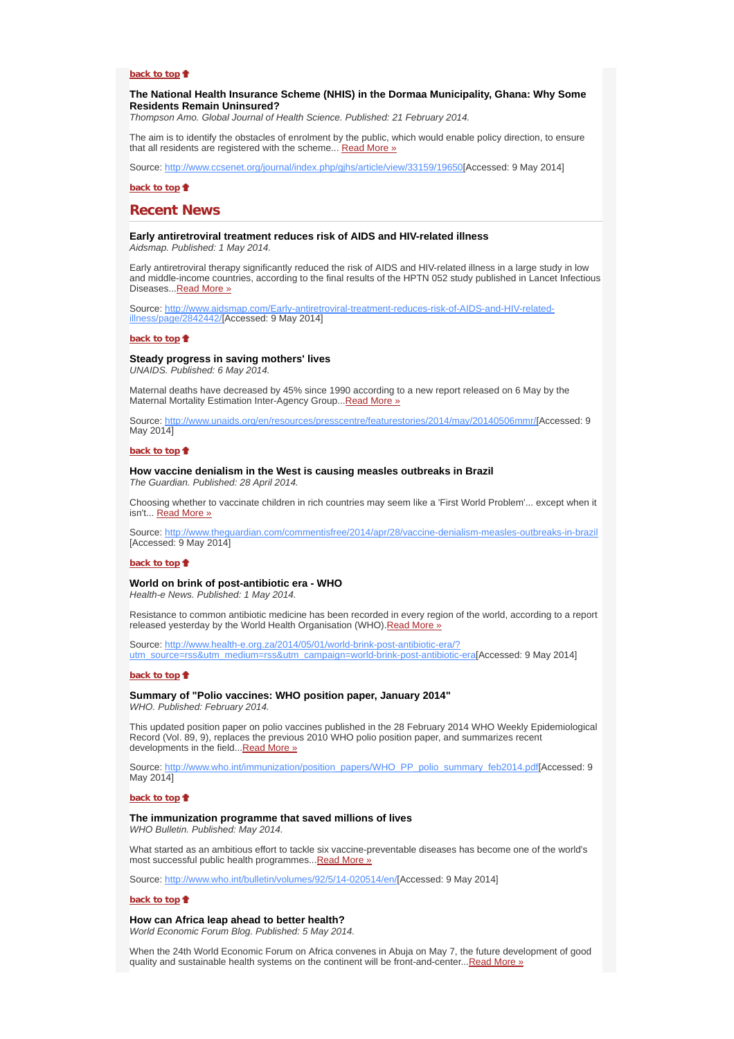[back to top](#)

**The National Health Insurance Scheme (NHIS) in the Dormaa Municipality, Ghana: Why Some Residents Remain Uninsured?**
*Thompson Amo. Global Journal of Health Science. Published: 21 February 2014.*

The aim is to identify the obstacles of enrolment by the public, which would enable policy direction, to ensure that all residents are registered with the scheme... [Read More »](http://www.ccsenet.org/journal/index.php/gjhs/article/view/33159/19650)

Source: http://www.ccsenet.org/journal/index.php/gjhs/article/view/33159/19650[Accessed: 9 May 2014]

[back to top](#)

## Recent News

**Early antiretroviral treatment reduces risk of AIDS and HIV-related illness**
*Aidsmap. Published: 1 May 2014.*

Early antiretroviral therapy significantly reduced the risk of AIDS and HIV-related illness in a large study in low and middle-income countries, according to the final results of the HPTN 052 study published in Lancet Infectious Diseases...[Read More »](http://www.aidsmap.com/Early-antiretroviral-treatment-reduces-risk-of-AIDS-and-HIV-related-illness/page/2842442/)

Source: http://www.aidsmap.com/Early-antiretroviral-treatment-reduces-risk-of-AIDS-and-HIV-related-illness/page/2842442/[Accessed: 9 May 2014]

[back to top](#)

**Steady progress in saving mothers' lives**
*UNAIDS. Published: 6 May 2014.*

Maternal deaths have decreased by 45% since 1990 according to a new report released on 6 May by the Maternal Mortality Estimation Inter-Agency Group...[Read More »](http://www.unaids.org/en/resources/presscentre/featurestories/2014/may/20140506mmr/)

Source: http://www.unaids.org/en/resources/presscentre/featurestories/2014/may/20140506mmr/[Accessed: 9 May 2014]

[back to top](#)

**How vaccine denialism in the West is causing measles outbreaks in Brazil**
*The Guardian. Published: 28 April 2014.*

Choosing whether to vaccinate children in rich countries may seem like a 'First World Problem'... except when it isn't... [Read More »](http://www.theguardian.com/commentisfree/2014/apr/28/vaccine-denialism-measles-outbreaks-in-brazil)

Source: http://www.theguardian.com/commentisfree/2014/apr/28/vaccine-denialism-measles-outbreaks-in-brazil [Accessed: 9 May 2014]

[back to top](#)

**World on brink of post-antibiotic era - WHO**
*Health-e News. Published: 1 May 2014.*

Resistance to common antibiotic medicine has been recorded in every region of the world, according to a report released yesterday by the World Health Organisation (WHO).[Read More »](http://www.health-e.org.za/2014/05/01/world-brink-post-antibiotic-era/?utm_source=rss&utm_medium=rss&utm_campaign=world-brink-post-antibiotic-era)

Source: http://www.health-e.org.za/2014/05/01/world-brink-post-antibiotic-era/?utm_source=rss&utm_medium=rss&utm_campaign=world-brink-post-antibiotic-era[Accessed: 9 May 2014]

[back to top](#)

**Summary of "Polio vaccines: WHO position paper, January 2014"**
*WHO. Published: February 2014.*

This updated position paper on polio vaccines published in the 28 February 2014 WHO Weekly Epidemiological Record (Vol. 89, 9), replaces the previous 2010 WHO polio position paper, and summarizes recent developments in the field...[Read More »](http://www.who.int/immunization/position_papers/WHO_PP_polio_summary_feb2014.pdf)

Source: http://www.who.int/immunization/position_papers/WHO_PP_polio_summary_feb2014.pdf[Accessed: 9 May 2014]

[back to top](#)

**The immunization programme that saved millions of lives**
*WHO Bulletin. Published: May 2014.*

What started as an ambitious effort to tackle six vaccine-preventable diseases has become one of the world's most successful public health programmes...[Read More »](http://www.who.int/bulletin/volumes/92/5/14-020514/en/)

Source: http://www.who.int/bulletin/volumes/92/5/14-020514/en/[Accessed: 9 May 2014]

[back to top](#)

**How can Africa leap ahead to better health?**
*World Economic Forum Blog. Published: 5 May 2014.*

When the 24th World Economic Forum on Africa convenes in Abuja on May 7, the future development of good quality and sustainable health systems on the continent will be front-and-center...[Read More »](#)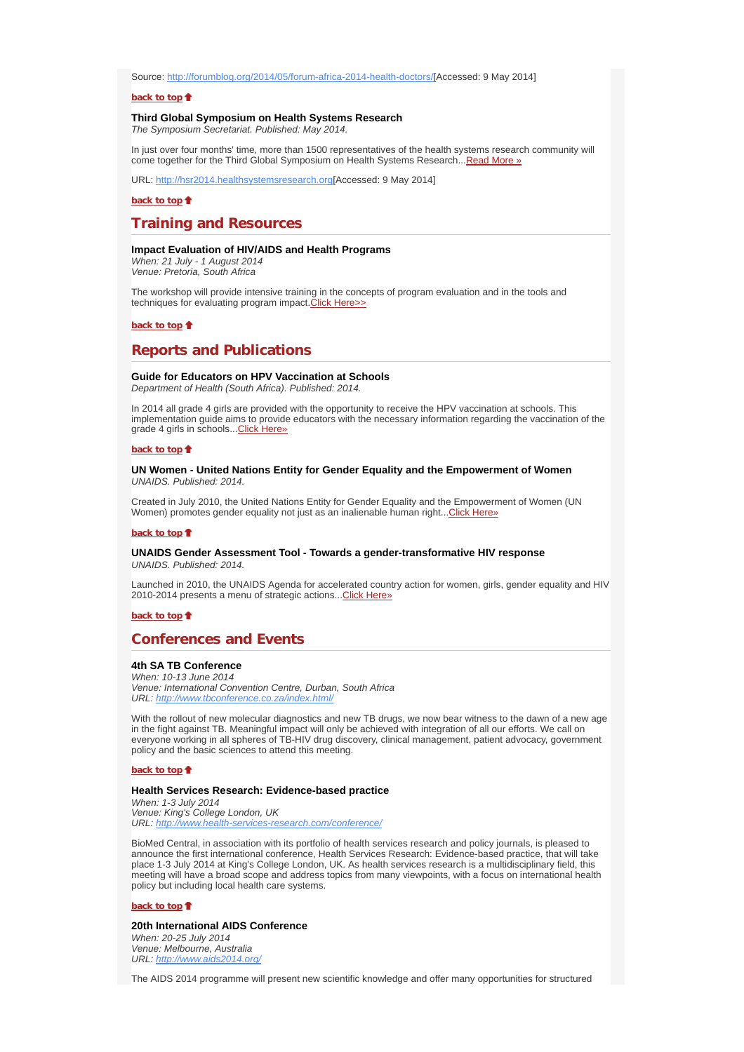Source: http://forumblog.org/2014/05/forum-africa-2014-health-doctors/[Accessed: 9 May 2014]

**back to top**

### Third Global Symposium on Health Systems Research

*The Symposium Secretariat. Published: May 2014.*

In just over four months' time, more than 1500 representatives of the health systems research community will come together for the Third Global Symposium on Health Systems Research...Read More »

URL: http://hsr2014.healthsystemsresearch.org[Accessed: 9 May 2014]

**back to top**

## Training and Resources

### Impact Evaluation of HIV/AIDS and Health Programs

*When: 21 July - 1 August 2014*
*Venue: Pretoria, South Africa*

The workshop will provide intensive training in the concepts of program evaluation and in the tools and techniques for evaluating program impact.Click Here>>

**back to top**

## Reports and Publications

### Guide for Educators on HPV Vaccination at Schools

*Department of Health (South Africa). Published: 2014.*

In 2014 all grade 4 girls are provided with the opportunity to receive the HPV vaccination at schools. This implementation guide aims to provide educators with the necessary information regarding the vaccination of the grade 4 girls in schools...Click Here»

**back to top**

### UN Women - United Nations Entity for Gender Equality and the Empowerment of Women

*UNAIDS. Published: 2014.*

Created in July 2010, the United Nations Entity for Gender Equality and the Empowerment of Women (UN Women) promotes gender equality not just as an inalienable human right...Click Here»

**back to top**

### UNAIDS Gender Assessment Tool - Towards a gender-transformative HIV response

*UNAIDS. Published: 2014.*

Launched in 2010, the UNAIDS Agenda for accelerated country action for women, girls, gender equality and HIV 2010-2014 presents a menu of strategic actions...Click Here»

**back to top**

## Conferences and Events

### 4th SA TB Conference

*When: 10-13 June 2014*
*Venue: International Convention Centre, Durban, South Africa*
*URL: http://www.tbconference.co.za/index.html/*

With the rollout of new molecular diagnostics and new TB drugs, we now bear witness to the dawn of a new age in the fight against TB. Meaningful impact will only be achieved with integration of all our efforts. We call on everyone working in all spheres of TB-HIV drug discovery, clinical management, patient advocacy, government policy and the basic sciences to attend this meeting.

**back to top**

### Health Services Research: Evidence-based practice

*When: 1-3 July 2014*
*Venue: King's College London, UK*
*URL: http://www.health-services-research.com/conference/*

BioMed Central, in association with its portfolio of health services research and policy journals, is pleased to announce the first international conference, Health Services Research: Evidence-based practice, that will take place 1-3 July 2014 at King's College London, UK. As health services research is a multidisciplinary field, this meeting will have a broad scope and address topics from many viewpoints, with a focus on international health policy but including local health care systems.

**back to top**

### 20th International AIDS Conference

*When: 20-25 July 2014*
*Venue: Melbourne, Australia*
*URL: http://www.aids2014.org/*

The AIDS 2014 programme will present new scientific knowledge and offer many opportunities for structured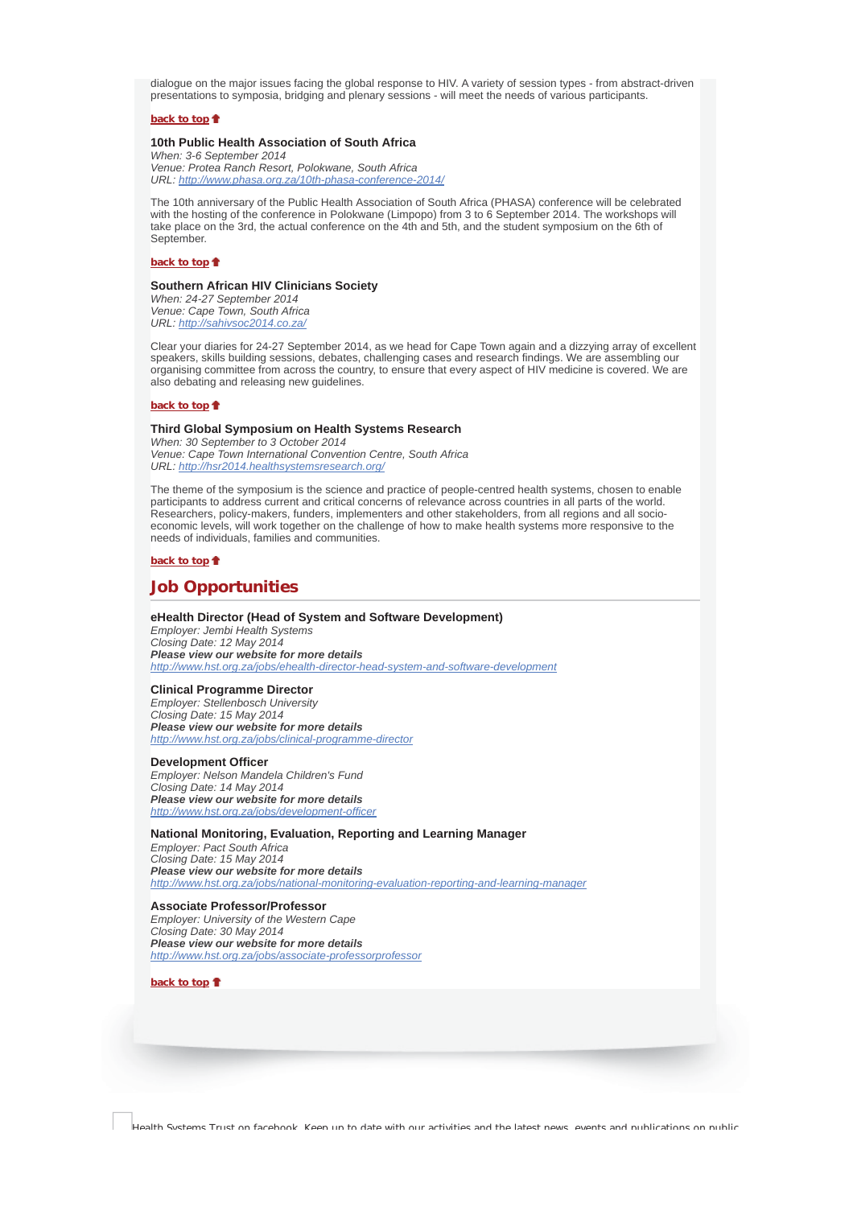dialogue on the major issues facing the global response to HIV. A variety of session types - from abstract-driven presentations to symposia, bridging and plenary sessions - will meet the needs of various participants.

**back to top**

### 10th Public Health Association of South Africa

*When: 3-6 September 2014*
*Venue: Protea Ranch Resort, Polokwane, South Africa*
*URL: http://www.phasa.org.za/10th-phasa-conference-2014/*

The 10th anniversary of the Public Health Association of South Africa (PHASA) conference will be celebrated with the hosting of the conference in Polokwane (Limpopo) from 3 to 6 September 2014. The workshops will take place on the 3rd, the actual conference on the 4th and 5th, and the student symposium on the 6th of September.

**back to top**

### Southern African HIV Clinicians Society

*When: 24-27 September 2014*
*Venue: Cape Town, South Africa*
*URL: http://sahivsoc2014.co.za/*

Clear your diaries for 24-27 September 2014, as we head for Cape Town again and a dizzying array of excellent speakers, skills building sessions, debates, challenging cases and research findings. We are assembling our organising committee from across the country, to ensure that every aspect of HIV medicine is covered. We are also debating and releasing new guidelines.

**back to top**

### Third Global Symposium on Health Systems Research

*When: 30 September to 3 October 2014*
*Venue: Cape Town International Convention Centre, South Africa*
*URL: http://hsr2014.healthsystemsresearch.org/*

The theme of the symposium is the science and practice of people-centred health systems, chosen to enable participants to address current and critical concerns of relevance across countries in all parts of the world. Researchers, policy-makers, funders, implementers and other stakeholders, from all regions and all socio-economic levels, will work together on the challenge of how to make health systems more responsive to the needs of individuals, families and communities.

**back to top**

## Job Opportunities

### eHealth Director (Head of System and Software Development)

*Employer: Jembi Health Systems*
*Closing Date: 12 May 2014*
***Please view our website for more details***
*http://www.hst.org.za/jobs/ehealth-director-head-system-and-software-development*

### Clinical Programme Director

*Employer: Stellenbosch University*
*Closing Date: 15 May 2014*
***Please view our website for more details***
*http://www.hst.org.za/jobs/clinical-programme-director*

### Development Officer

*Employer: Nelson Mandela Children's Fund*
*Closing Date: 14 May 2014*
***Please view our website for more details***
*http://www.hst.org.za/jobs/development-officer*

### National Monitoring, Evaluation, Reporting and Learning Manager

*Employer: Pact South Africa*
*Closing Date: 15 May 2014*
***Please view our website for more details***
*http://www.hst.org.za/jobs/national-monitoring-evaluation-reporting-and-learning-manager*

### Associate Professor/Professor

*Employer: University of the Western Cape*
*Closing Date: 30 May 2014*
***Please view our website for more details***
*http://www.hst.org.za/jobs/associate-professorprofessor*

**back to top**

Health Systems Trust on facebook. Keep up to date with our activities and the latest news, events and publications on public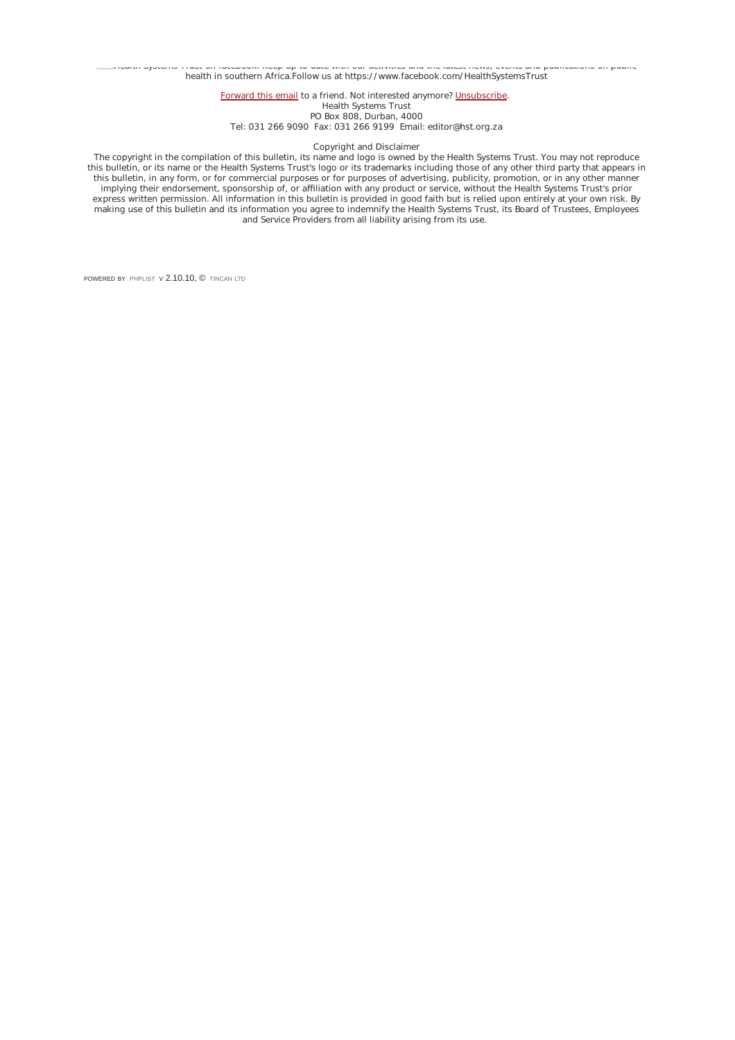Health Systems Trust on facebook. Keep up to date with our activities and the latest news, events and publications on public health in southern Africa.Follow us at https://www.facebook.com/HealthSystemsTrust

Forward this email to a friend. Not interested anymore? Unsubscribe.
Health Systems Trust
PO Box 808, Durban, 4000
Tel: 031 266 9090 Fax: 031 266 9199 Email: editor@hst.org.za

Copyright and Disclaimer
The copyright in the compilation of this bulletin, its name and logo is owned by the Health Systems Trust. You may not reproduce this bulletin, or its name or the Health Systems Trust's logo or its trademarks including those of any other third party that appears in this bulletin, in any form, or for commercial purposes or for purposes of advertising, publicity, promotion, or in any other manner implying their endorsement, sponsorship of, or affiliation with any product or service, without the Health Systems Trust's prior express written permission. All information in this bulletin is provided in good faith but is relied upon entirely at your own risk. By making use of this bulletin and its information you agree to indemnify the Health Systems Trust, its Board of Trustees, Employees and Service Providers from all liability arising from its use.

POWERED BY PHPLIST V 2.10.10, © TINCAN LTD